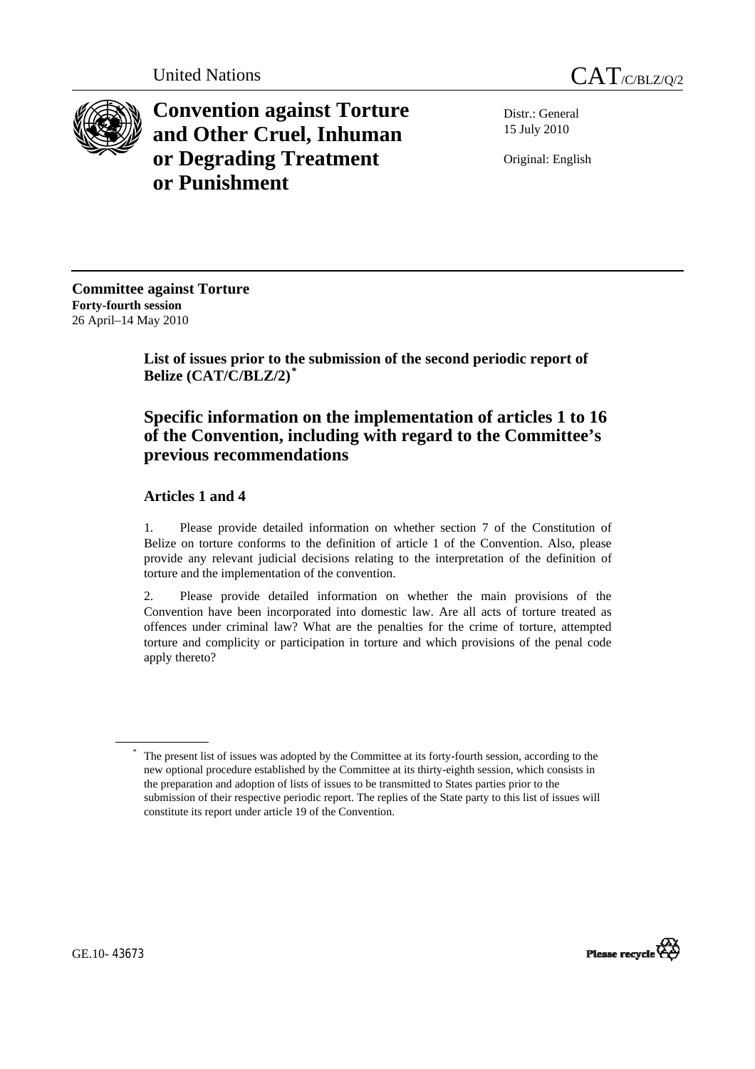United Nations CAT/C/BLZ/Q/2

# Convention against Torture and Other Cruel, Inhuman or Degrading Treatment or Punishment

Distr.: General
15 July 2010

Original: English

**Committee against Torture**
**Forty-fourth session**
26 April–14 May 2010

## List of issues prior to the submission of the second periodic report of Belize (CAT/C/BLZ/2)*

## Specific information on the implementation of articles 1 to 16 of the Convention, including with regard to the Committee's previous recommendations

### Articles 1 and 4

1. Please provide detailed information on whether section 7 of the Constitution of Belize on torture conforms to the definition of article 1 of the Convention. Also, please provide any relevant judicial decisions relating to the interpretation of the definition of torture and the implementation of the convention.

2. Please provide detailed information on whether the main provisions of the Convention have been incorporated into domestic law. Are all acts of torture treated as offences under criminal law? What are the penalties for the crime of torture, attempted torture and complicity or participation in torture and which provisions of the penal code apply thereto?

* The present list of issues was adopted by the Committee at its forty-fourth session, according to the new optional procedure established by the Committee at its thirty-eighth session, which consists in the preparation and adoption of lists of issues to be transmitted to States parties prior to the submission of their respective periodic report. The replies of the State party to this list of issues will constitute its report under article 19 of the Convention.

GE.10- 43673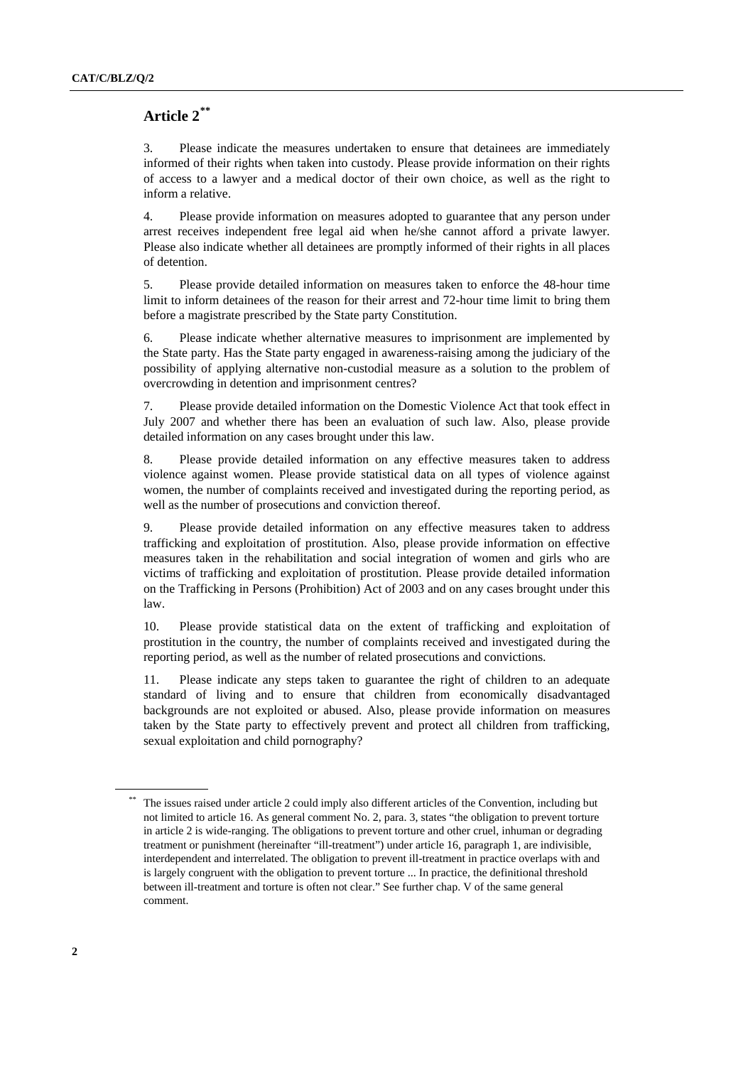## Article 2[**]

3. Please indicate the measures undertaken to ensure that detainees are immediately informed of their rights when taken into custody. Please provide information on their rights of access to a lawyer and a medical doctor of their own choice, as well as the right to inform a relative.

4. Please provide information on measures adopted to guarantee that any person under arrest receives independent free legal aid when he/she cannot afford a private lawyer. Please also indicate whether all detainees are promptly informed of their rights in all places of detention.

5. Please provide detailed information on measures taken to enforce the 48-hour time limit to inform detainees of the reason for their arrest and 72-hour time limit to bring them before a magistrate prescribed by the State party Constitution.

6. Please indicate whether alternative measures to imprisonment are implemented by the State party. Has the State party engaged in awareness-raising among the judiciary of the possibility of applying alternative non-custodial measure as a solution to the problem of overcrowding in detention and imprisonment centres?

7. Please provide detailed information on the Domestic Violence Act that took effect in July 2007 and whether there has been an evaluation of such law. Also, please provide detailed information on any cases brought under this law.

8. Please provide detailed information on any effective measures taken to address violence against women. Please provide statistical data on all types of violence against women, the number of complaints received and investigated during the reporting period, as well as the number of prosecutions and conviction thereof.

9. Please provide detailed information on any effective measures taken to address trafficking and exploitation of prostitution. Also, please provide information on effective measures taken in the rehabilitation and social integration of women and girls who are victims of trafficking and exploitation of prostitution. Please provide detailed information on the Trafficking in Persons (Prohibition) Act of 2003 and on any cases brought under this law.

10. Please provide statistical data on the extent of trafficking and exploitation of prostitution in the country, the number of complaints received and investigated during the reporting period, as well as the number of related prosecutions and convictions.

11. Please indicate any steps taken to guarantee the right of children to an adequate standard of living and to ensure that children from economically disadvantaged backgrounds are not exploited or abused. Also, please provide information on measures taken by the State party to effectively prevent and protect all children from trafficking, sexual exploitation and child pornography?

---

[**] The issues raised under article 2 could imply also different articles of the Convention, including but not limited to article 16. As general comment No. 2, para. 3, states "the obligation to prevent torture in article 2 is wide-ranging. The obligations to prevent torture and other cruel, inhuman or degrading treatment or punishment (hereinafter "ill-treatment") under article 16, paragraph 1, are indivisible, interdependent and interrelated. The obligation to prevent ill-treatment in practice overlaps with and is largely congruent with the obligation to prevent torture ... In practice, the definitional threshold between ill-treatment and torture is often not clear." See further chap. V of the same general comment.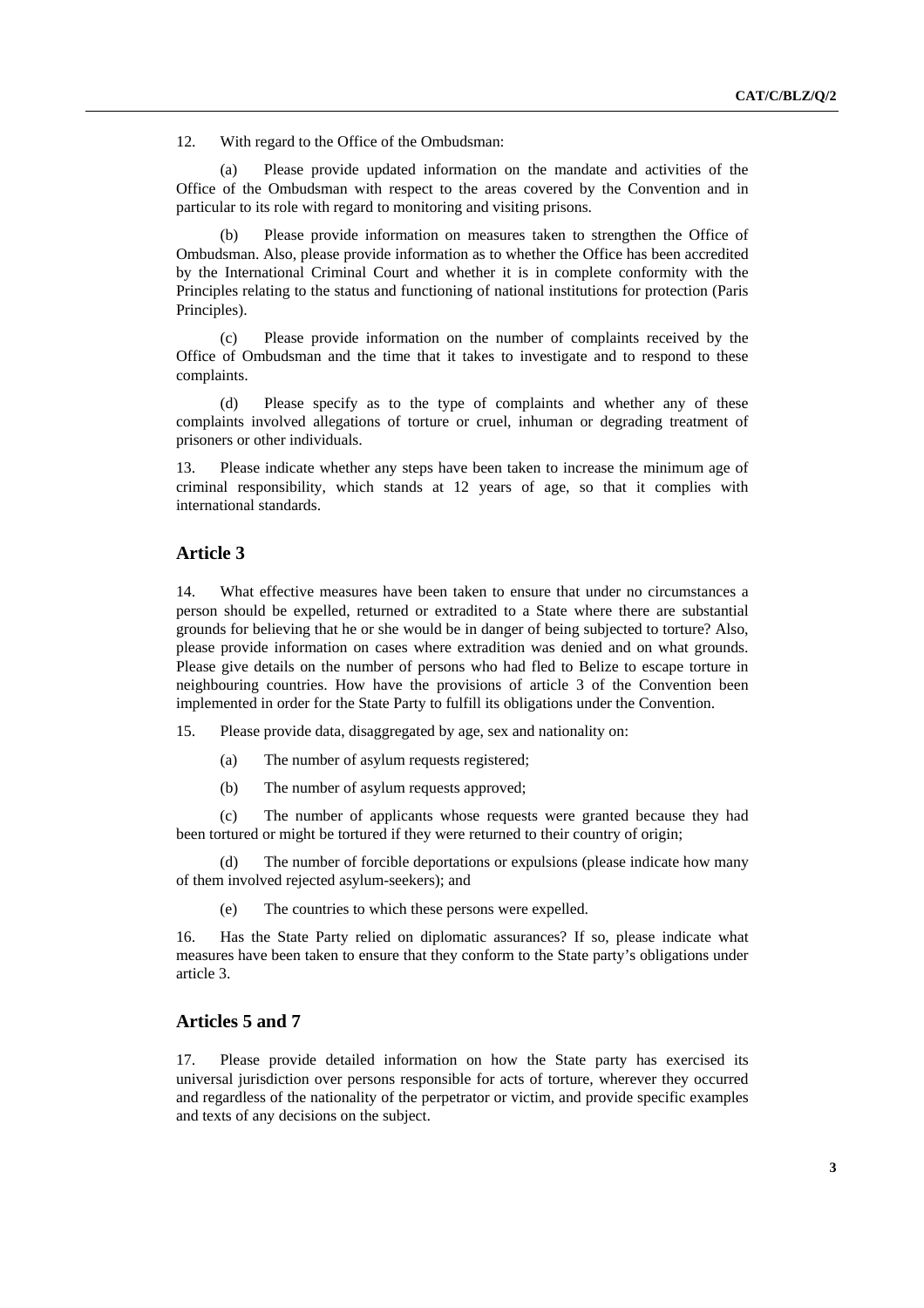12. With regard to the Office of the Ombudsman:

(a) Please provide updated information on the mandate and activities of the Office of the Ombudsman with respect to the areas covered by the Convention and in particular to its role with regard to monitoring and visiting prisons.

(b) Please provide information on measures taken to strengthen the Office of Ombudsman. Also, please provide information as to whether the Office has been accredited by the International Criminal Court and whether it is in complete conformity with the Principles relating to the status and functioning of national institutions for protection (Paris Principles).

(c) Please provide information on the number of complaints received by the Office of Ombudsman and the time that it takes to investigate and to respond to these complaints.

(d) Please specify as to the type of complaints and whether any of these complaints involved allegations of torture or cruel, inhuman or degrading treatment of prisoners or other individuals.

13. Please indicate whether any steps have been taken to increase the minimum age of criminal responsibility, which stands at 12 years of age, so that it complies with international standards.

## Article 3

14. What effective measures have been taken to ensure that under no circumstances a person should be expelled, returned or extradited to a State where there are substantial grounds for believing that he or she would be in danger of being subjected to torture? Also, please provide information on cases where extradition was denied and on what grounds. Please give details on the number of persons who had fled to Belize to escape torture in neighbouring countries. How have the provisions of article 3 of the Convention been implemented in order for the State Party to fulfill its obligations under the Convention.

15. Please provide data, disaggregated by age, sex and nationality on:

(a) The number of asylum requests registered;

(b) The number of asylum requests approved;

(c) The number of applicants whose requests were granted because they had been tortured or might be tortured if they were returned to their country of origin;

(d) The number of forcible deportations or expulsions (please indicate how many of them involved rejected asylum-seekers); and

(e) The countries to which these persons were expelled.

16. Has the State Party relied on diplomatic assurances? If so, please indicate what measures have been taken to ensure that they conform to the State party's obligations under article 3.

## Articles 5 and 7

17. Please provide detailed information on how the State party has exercised its universal jurisdiction over persons responsible for acts of torture, wherever they occurred and regardless of the nationality of the perpetrator or victim, and provide specific examples and texts of any decisions on the subject.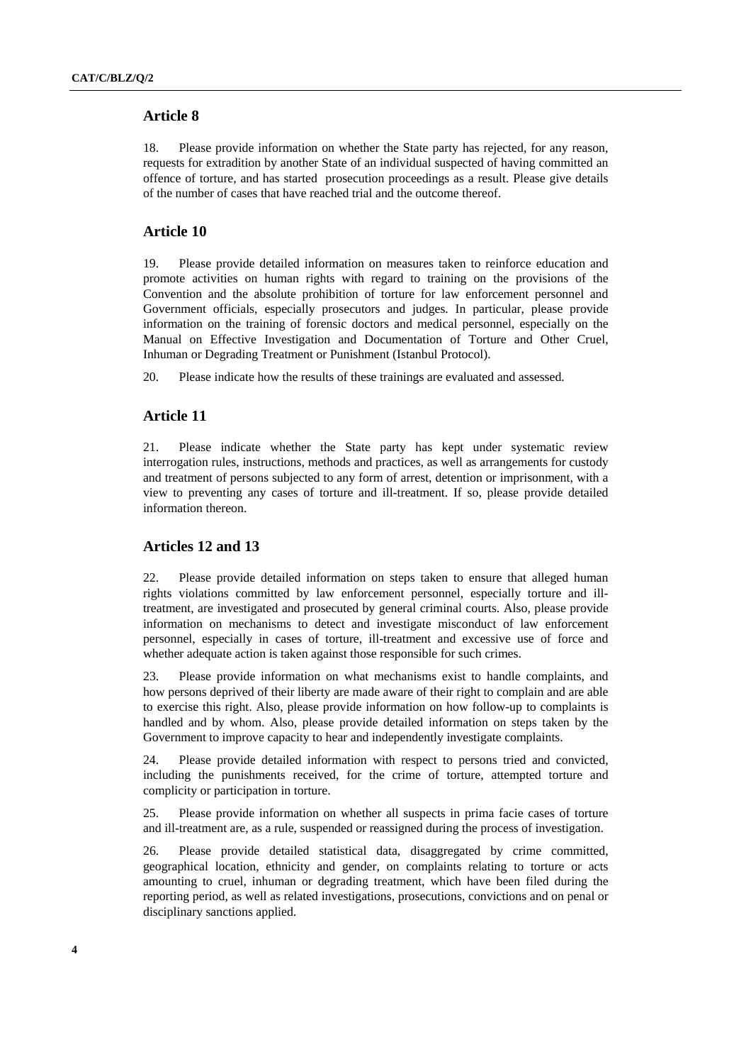## Article 8

18. Please provide information on whether the State party has rejected, for any reason, requests for extradition by another State of an individual suspected of having committed an offence of torture, and has started prosecution proceedings as a result. Please give details of the number of cases that have reached trial and the outcome thereof.

## Article 10

19. Please provide detailed information on measures taken to reinforce education and promote activities on human rights with regard to training on the provisions of the Convention and the absolute prohibition of torture for law enforcement personnel and Government officials, especially prosecutors and judges. In particular, please provide information on the training of forensic doctors and medical personnel, especially on the Manual on Effective Investigation and Documentation of Torture and Other Cruel, Inhuman or Degrading Treatment or Punishment (Istanbul Protocol).

20. Please indicate how the results of these trainings are evaluated and assessed.

## Article 11

21. Please indicate whether the State party has kept under systematic review interrogation rules, instructions, methods and practices, as well as arrangements for custody and treatment of persons subjected to any form of arrest, detention or imprisonment, with a view to preventing any cases of torture and ill-treatment. If so, please provide detailed information thereon.

## Articles 12 and 13

22. Please provide detailed information on steps taken to ensure that alleged human rights violations committed by law enforcement personnel, especially torture and ill-treatment, are investigated and prosecuted by general criminal courts. Also, please provide information on mechanisms to detect and investigate misconduct of law enforcement personnel, especially in cases of torture, ill-treatment and excessive use of force and whether adequate action is taken against those responsible for such crimes.

23. Please provide information on what mechanisms exist to handle complaints, and how persons deprived of their liberty are made aware of their right to complain and are able to exercise this right. Also, please provide information on how follow-up to complaints is handled and by whom. Also, please provide detailed information on steps taken by the Government to improve capacity to hear and independently investigate complaints.

24. Please provide detailed information with respect to persons tried and convicted, including the punishments received, for the crime of torture, attempted torture and complicity or participation in torture.

25. Please provide information on whether all suspects in prima facie cases of torture and ill-treatment are, as a rule, suspended or reassigned during the process of investigation.

26. Please provide detailed statistical data, disaggregated by crime committed, geographical location, ethnicity and gender, on complaints relating to torture or acts amounting to cruel, inhuman or degrading treatment, which have been filed during the reporting period, as well as related investigations, prosecutions, convictions and on penal or disciplinary sanctions applied.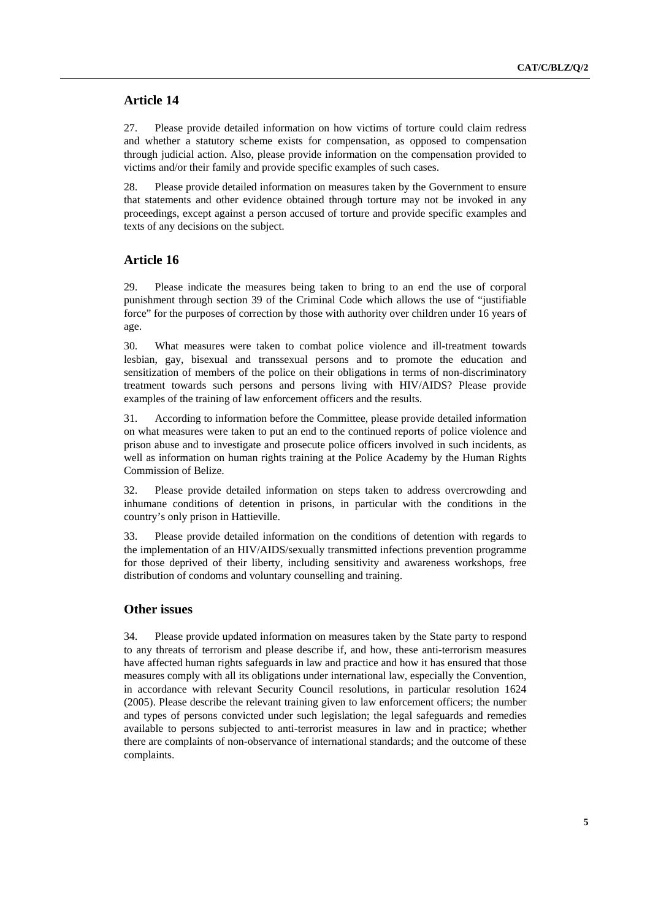## Article 14

27. Please provide detailed information on how victims of torture could claim redress and whether a statutory scheme exists for compensation, as opposed to compensation through judicial action. Also, please provide information on the compensation provided to victims and/or their family and provide specific examples of such cases.

28. Please provide detailed information on measures taken by the Government to ensure that statements and other evidence obtained through torture may not be invoked in any proceedings, except against a person accused of torture and provide specific examples and texts of any decisions on the subject.

## Article 16

29. Please indicate the measures being taken to bring to an end the use of corporal punishment through section 39 of the Criminal Code which allows the use of "justifiable force" for the purposes of correction by those with authority over children under 16 years of age.

30. What measures were taken to combat police violence and ill-treatment towards lesbian, gay, bisexual and transsexual persons and to promote the education and sensitization of members of the police on their obligations in terms of non-discriminatory treatment towards such persons and persons living with HIV/AIDS? Please provide examples of the training of law enforcement officers and the results.

31. According to information before the Committee, please provide detailed information on what measures were taken to put an end to the continued reports of police violence and prison abuse and to investigate and prosecute police officers involved in such incidents, as well as information on human rights training at the Police Academy by the Human Rights Commission of Belize.

32. Please provide detailed information on steps taken to address overcrowding and inhumane conditions of detention in prisons, in particular with the conditions in the country's only prison in Hattieville.

33. Please provide detailed information on the conditions of detention with regards to the implementation of an HIV/AIDS/sexually transmitted infections prevention programme for those deprived of their liberty, including sensitivity and awareness workshops, free distribution of condoms and voluntary counselling and training.

## Other issues

34. Please provide updated information on measures taken by the State party to respond to any threats of terrorism and please describe if, and how, these anti-terrorism measures have affected human rights safeguards in law and practice and how it has ensured that those measures comply with all its obligations under international law, especially the Convention, in accordance with relevant Security Council resolutions, in particular resolution 1624 (2005). Please describe the relevant training given to law enforcement officers; the number and types of persons convicted under such legislation; the legal safeguards and remedies available to persons subjected to anti-terrorist measures in law and in practice; whether there are complaints of non-observance of international standards; and the outcome of these complaints.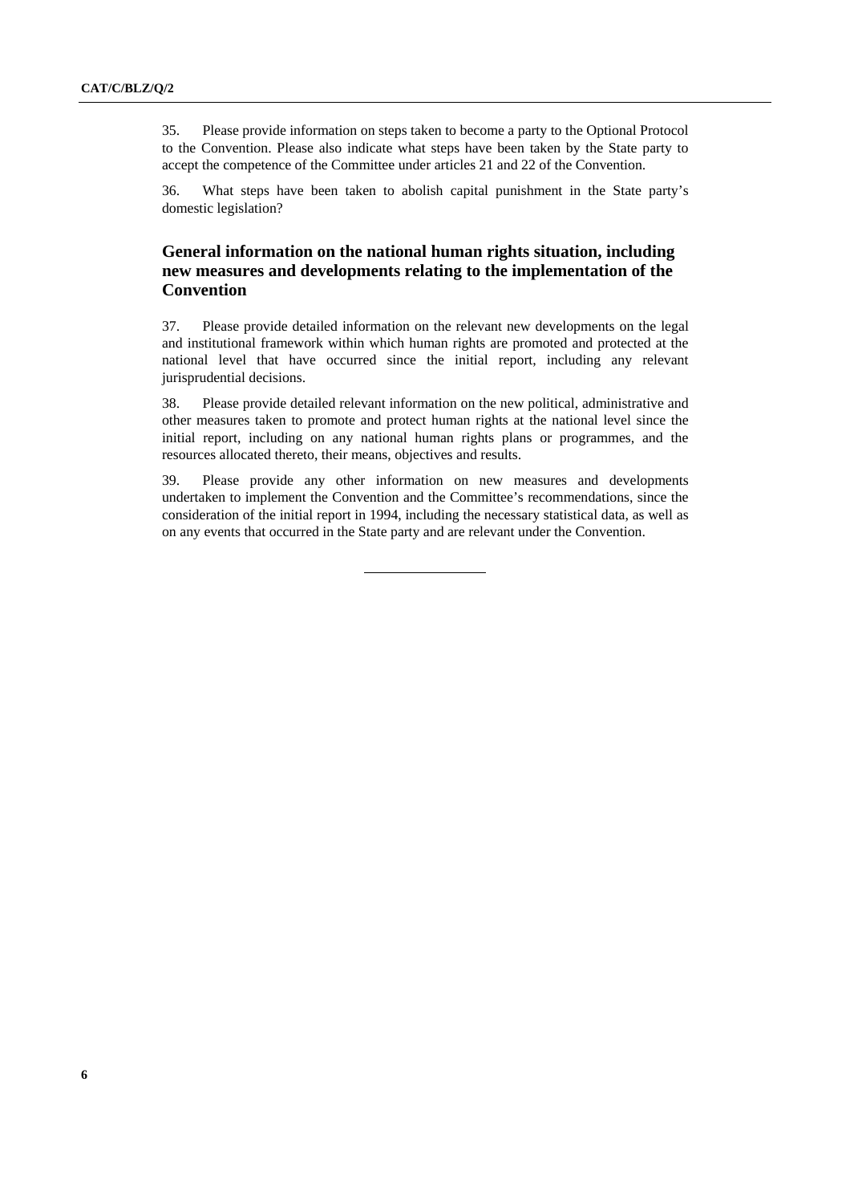35. Please provide information on steps taken to become a party to the Optional Protocol to the Convention. Please also indicate what steps have been taken by the State party to accept the competence of the Committee under articles 21 and 22 of the Convention.

36. What steps have been taken to abolish capital punishment in the State party's domestic legislation?

## General information on the national human rights situation, including new measures and developments relating to the implementation of the Convention

37. Please provide detailed information on the relevant new developments on the legal and institutional framework within which human rights are promoted and protected at the national level that have occurred since the initial report, including any relevant jurisprudential decisions.

38. Please provide detailed relevant information on the new political, administrative and other measures taken to promote and protect human rights at the national level since the initial report, including on any national human rights plans or programmes, and the resources allocated thereto, their means, objectives and results.

39. Please provide any other information on new measures and developments undertaken to implement the Convention and the Committee's recommendations, since the consideration of the initial report in 1994, including the necessary statistical data, as well as on any events that occurred in the State party and are relevant under the Convention.